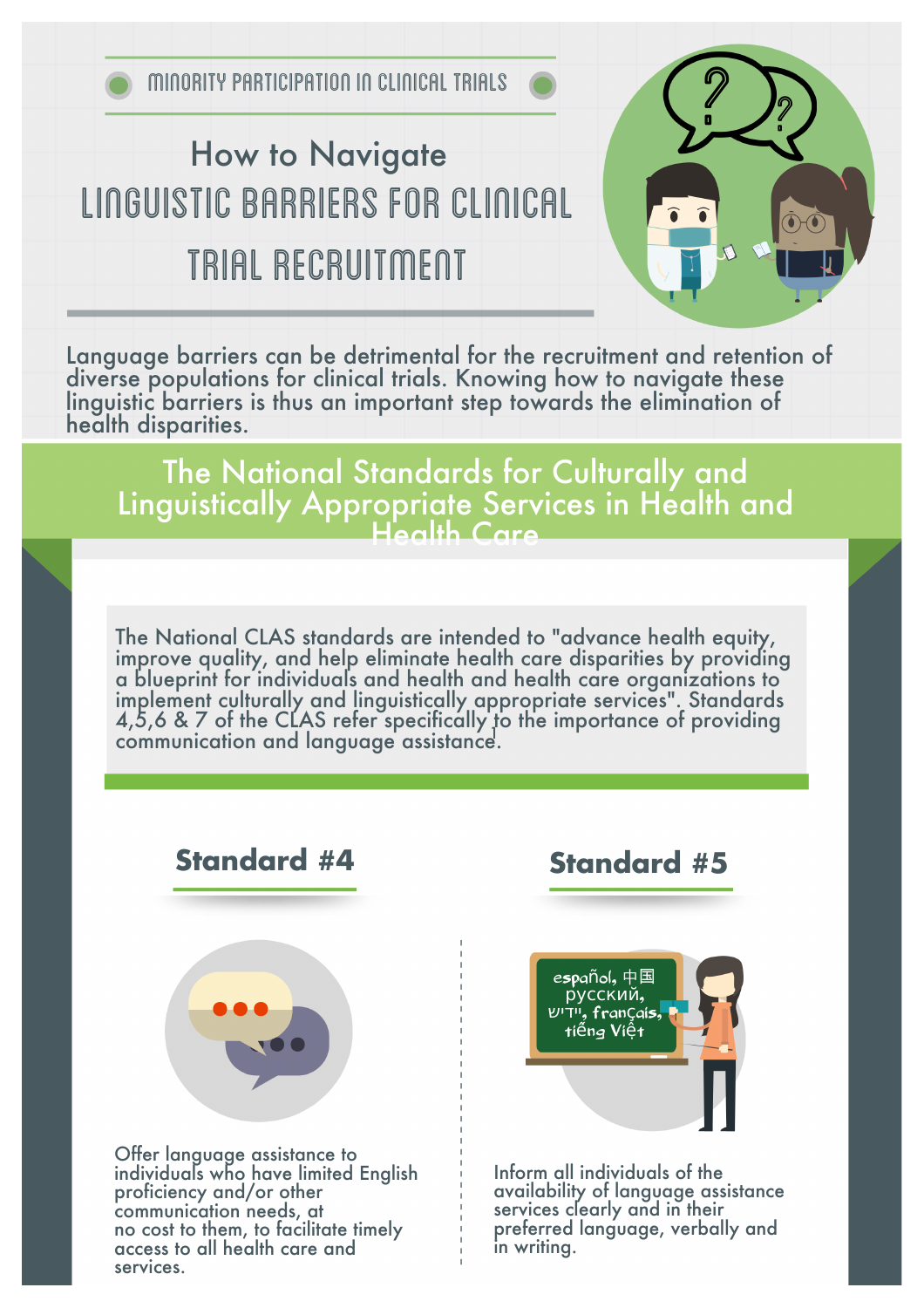MINORITY PARTICIPATION IN CLINICAL TRIALS

# How to Navigate LINGUISTIC BARRIERS FOR CLINICAL TRIAL RECRUITMENT

Language barriers can be detrimental for the recruitment and retention of diverse populations for clinical trials. Knowing how to navigate these linguistic barriers is thus an important step towards the elimination of health disparities.

## The National Standards for Culturally and Linguistically Appropriate Services in Health and Health Care

The National CLAS standards are intended to "advance health equity, improve quality, and help eliminate health care disparities by providing a blueprint for individuals and health and health care organizations to implement culturally and linguistically appropriate services". Standards 4,5,6 & 7 of the CLAS refer specifically to the importance of providing communication and language assistance.[1]

### Standard #4

Offer language assistance to individuals who have limited English proficiency and/or other communication needs, at no cost to them, to facilitate timely access to all health care and services.

### Standard #5

español, 中国 русский, ייִדיש, français, tiếng Việt

Inform all individuals of the availability of language assistance services clearly and in their preferred language, verbally and in writing.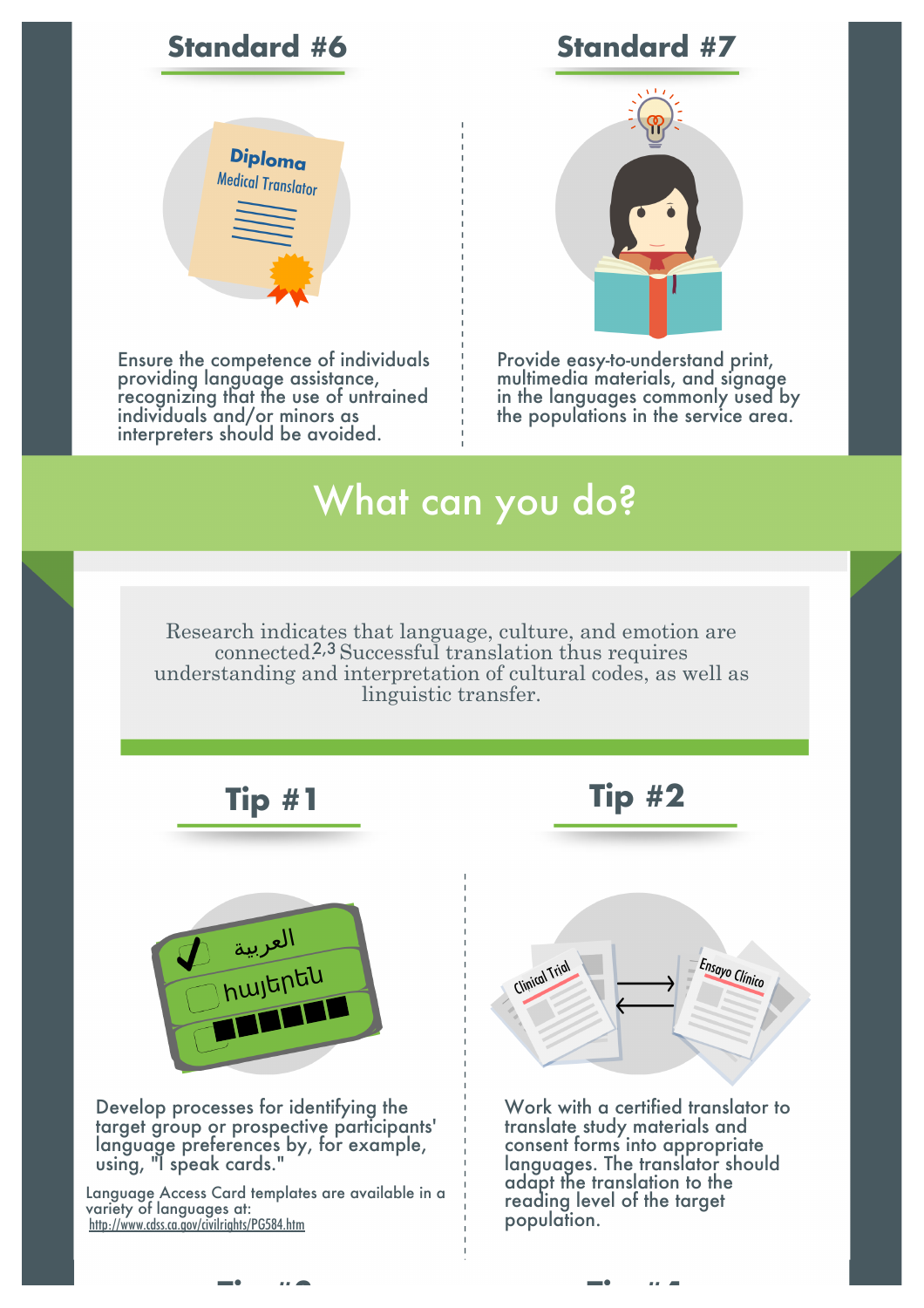## Standard #6

Ensure the competence of individuals providing language assistance, recognizing that the use of untrained individuals and/or minors as interpreters should be avoided.

## Standard #7

Provide easy-to-understand print, multimedia materials, and signage in the languages commonly used by the populations in the service area.

# What can you do?

Research indicates that language, culture, and emotion are connected.[2,3] Successful translation thus requires understanding and interpretation of cultural codes, as well as linguistic transfer.

## Tip #1

Develop processes for identifying the target group or prospective participants' language preferences by, for example, using, "I speak cards."

Language Access Card templates are available in a variety of languages at: http://www.cdss.ca.gov/civilrights/PG584.htm

## Tip #2

Work with a certified translator to translate study materials and consent forms into appropriate languages. The translator should adapt the translation to the reading level of the target population.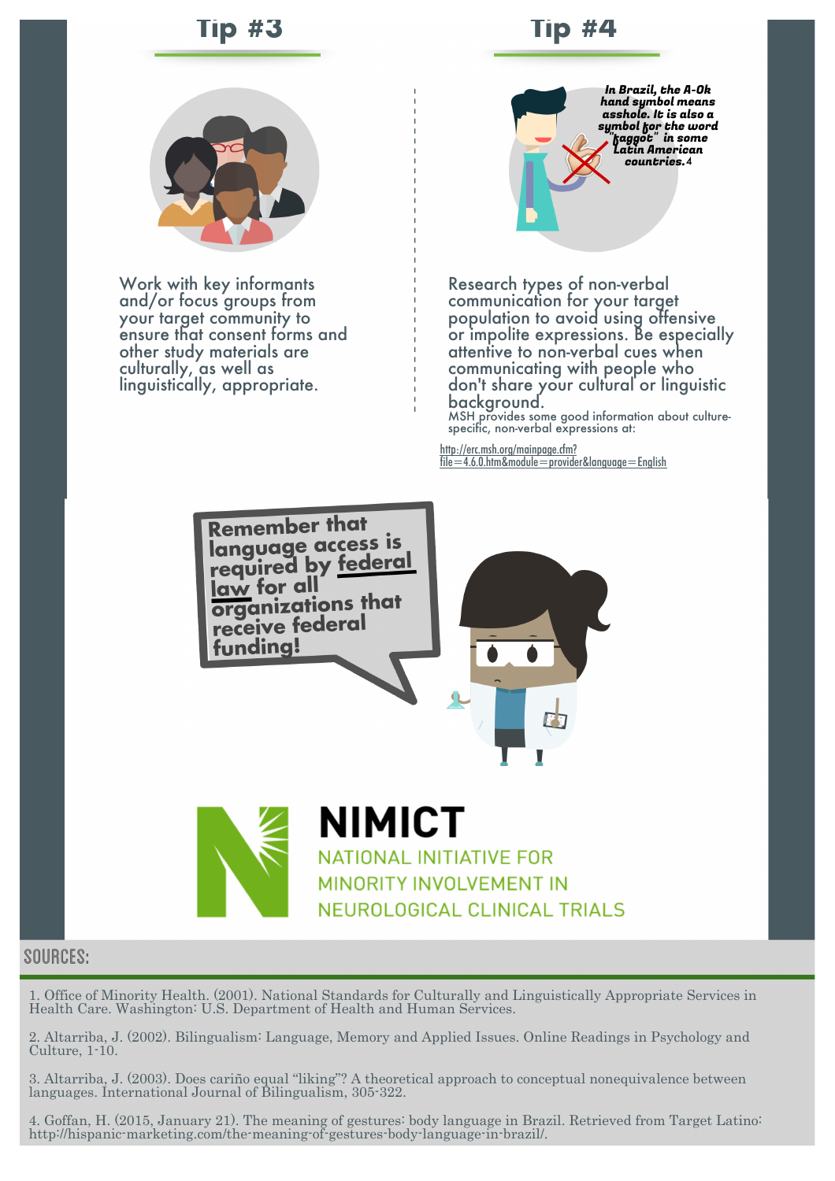## Tip #3

Work with key informants and/or focus groups from your target community to ensure that consent forms and other study materials are culturally, as well as linguistically, appropriate.

## Tip #4

*In Brazil, the A-Ok hand symbol means asshole. It is also a symbol for the word "faggot" in some Latin American countries.*[4]

Research types of non-verbal communication for your target population to avoid using offensive or impolite expressions. Be especially attentive to non-verbal cues when communicating with people who don't share your cultural or linguistic background.

MSH provides some good information about culture-specific, non-verbal expressions at:

http://erc.msh.org/mainpage.cfm?file=4.6.0.htm&module=provider&language=English

Remember that language access is required by federal law for all organizations that receive federal funding!

**NIMICT**

NATIONAL INITIATIVE FOR MINORITY INVOLVEMENT IN NEUROLOGICAL CLINICAL TRIALS

## SOURCES:

1. Office of Minority Health. (2001). National Standards for Culturally and Linguistically Appropriate Services in Health Care. Washington: U.S. Department of Health and Human Services.

2. Altarriba, J. (2002). Bilingualism: Language, Memory and Applied Issues. Online Readings in Psychology and Culture, 1-10.

3. Altarriba, J. (2003). Does cariño equal "liking"? A theoretical approach to conceptual nonequivalence between languages. International Journal of Bilingualism, 305-322.

4. Goffan, H. (2015, January 21). The meaning of gestures: body language in Brazil. Retrieved from Target Latino: http://hispanic-marketing.com/the-meaning-of-gestures-body-language-in-brazil/.